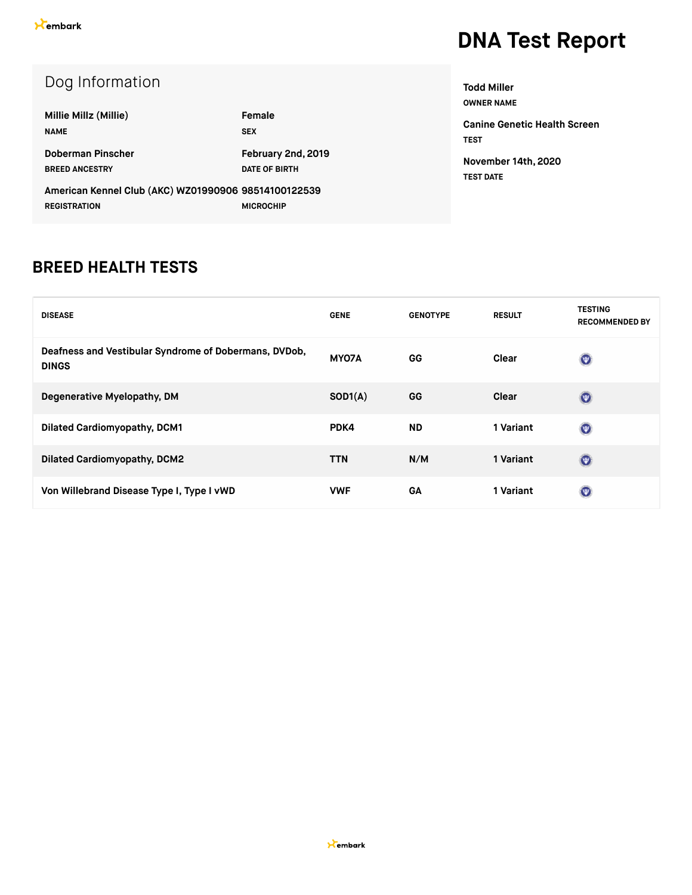# DNA Test Report

## Dog Information

| | |
|---|---|
| **Millie Millz (Millie)**<br>NAME | **Female**<br>SEX |
| **Doberman Pinscher**<br>BREED ANCESTRY | **February 2nd, 2019**<br>DATE OF BIRTH |
| **American Kennel Club (AKC) WZ01990906**<br>REGISTRATION | **98514100122539**<br>MICROCHIP |

**Todd Miller**
OWNER NAME

**Canine Genetic Health Screen**
TEST

**November 14th, 2020**
TEST DATE

## BREED HEALTH TESTS

| DISEASE | GENE | GENOTYPE | RESULT | TESTING RECOMMENDED BY |
|---|---|---|---|---|
| Deafness and Vestibular Syndrome of Dobermans, DVDob, DINGS | MYO7A | GG | Clear | |
| Degenerative Myelopathy, DM | SOD1(A) | GG | Clear | |
| Dilated Cardiomyopathy, DCM1 | PDK4 | ND | 1 Variant | |
| Dilated Cardiomyopathy, DCM2 | TTN | N/M | 1 Variant | |
| Von Willebrand Disease Type I, Type I vWD | VWF | GA | 1 Variant | |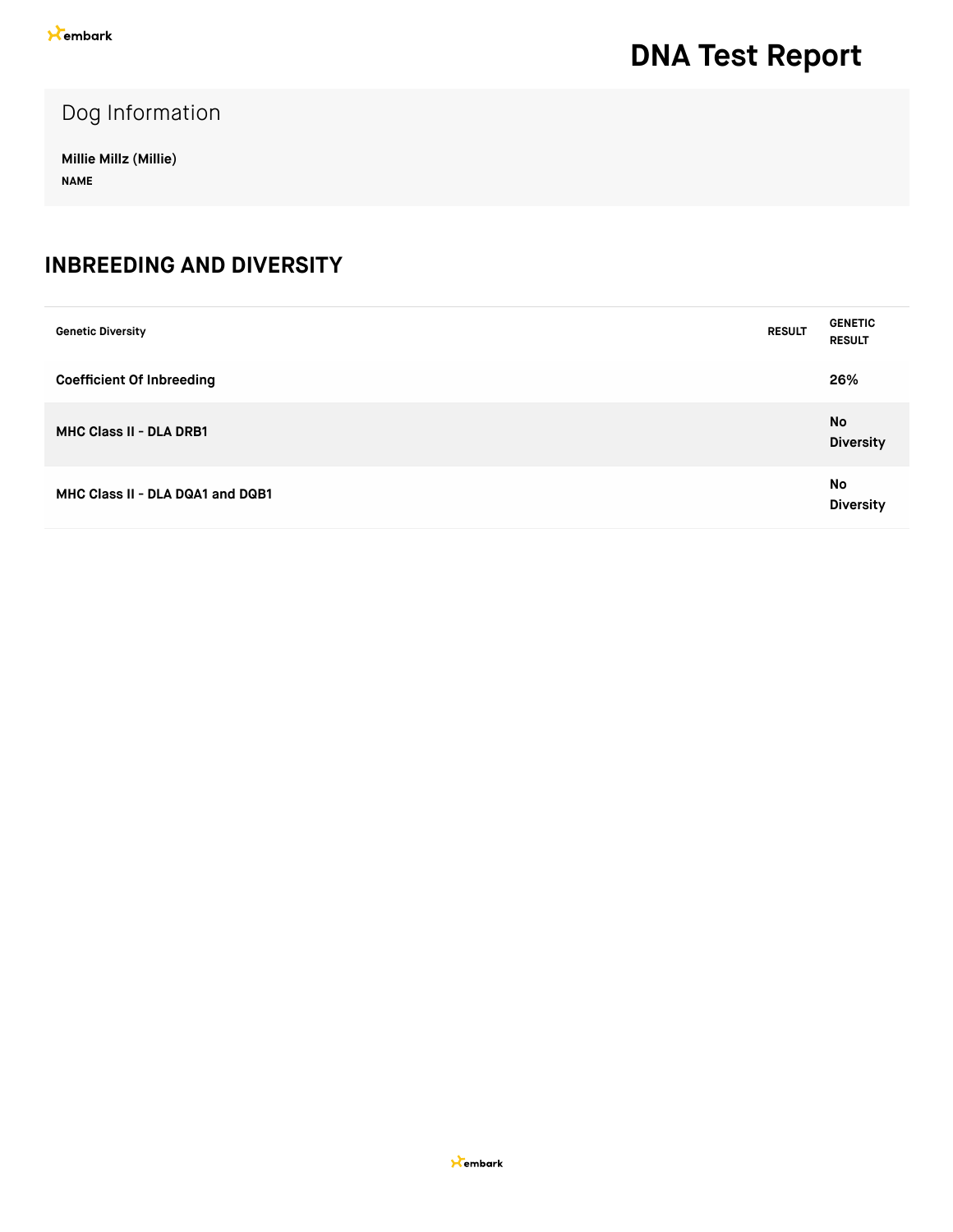# DNA Test Report

## Dog Information

**Millie Millz (Millie)**
**NAME**

## INBREEDING AND DIVERSITY

| Genetic Diversity | RESULT | GENETIC RESULT |
|---|---|---|
| **Coefficient Of Inbreeding** | | **26%** |
| **MHC Class II - DLA DRB1** | | **No Diversity** |
| **MHC Class II - DLA DQA1 and DQB1** | | **No Diversity** |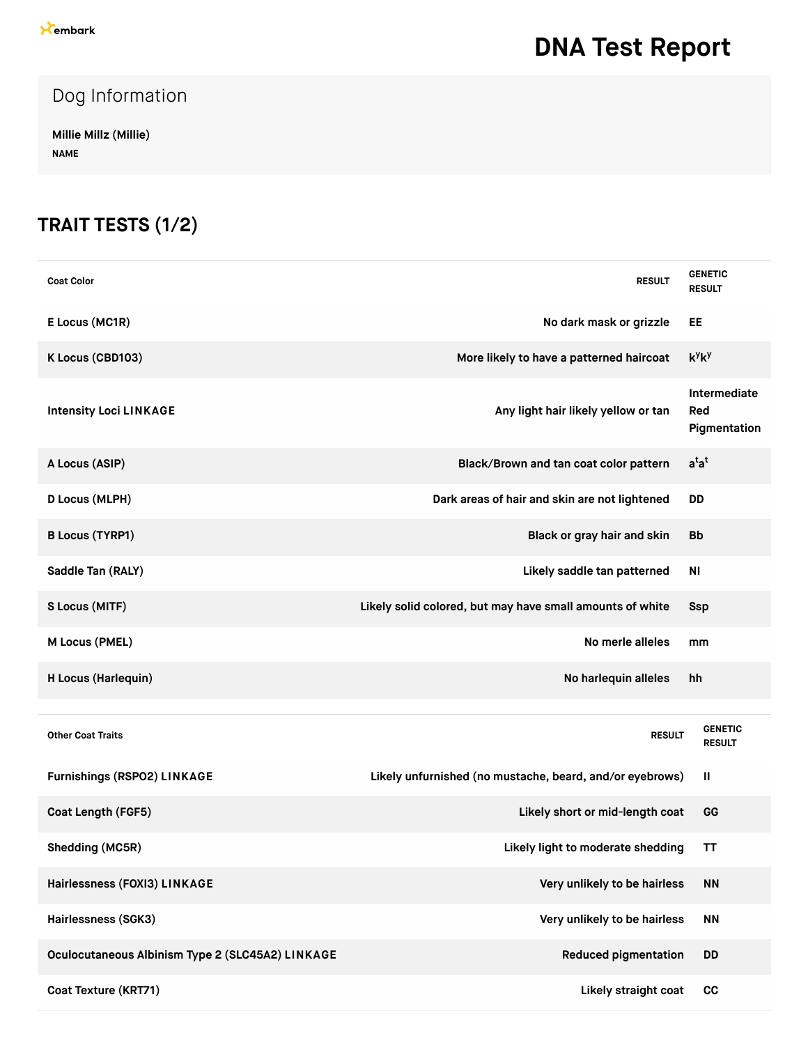embark

# DNA Test Report

## Dog Information

**Millie Millz (Millie)**
**NAME**

## TRAIT TESTS (1/2)

| Coat Color | RESULT | GENETIC RESULT |
| --- | --- | --- |
| E Locus (MC1R) | No dark mask or grizzle | EE |
| K Locus (CBD103) | More likely to have a patterned haircoat | $k^y k^y$ |
| Intensity Loci LINKAGE | Any light hair likely yellow or tan | Intermediate Red Pigmentation |
| A Locus (ASIP) | Black/Brown and tan coat color pattern | $a^t a^t$ |
| D Locus (MLPH) | Dark areas of hair and skin are not lightened | DD |
| B Locus (TYRP1) | Black or gray hair and skin | Bb |
| Saddle Tan (RALY) | Likely saddle tan patterned | NI |
| S Locus (MITF) | Likely solid colored, but may have small amounts of white | Ssp |
| M Locus (PMEL) | No merle alleles | mm |
| H Locus (Harlequin) | No harlequin alleles | hh |

| Other Coat Traits | RESULT | GENETIC RESULT |
| --- | --- | --- |
| Furnishings (RSPO2) LINKAGE | Likely unfurnished (no mustache, beard, and/or eyebrows) | II |
| Coat Length (FGF5) | Likely short or mid-length coat | GG |
| Shedding (MC5R) | Likely light to moderate shedding | TT |
| Hairlessness (FOXI3) LINKAGE | Very unlikely to be hairless | NN |
| Hairlessness (SGK3) | Very unlikely to be hairless | NN |
| Oculocutaneous Albinism Type 2 (SLC45A2) LINKAGE | Reduced pigmentation | DD |
| Coat Texture (KRT71) | Likely straight coat | CC |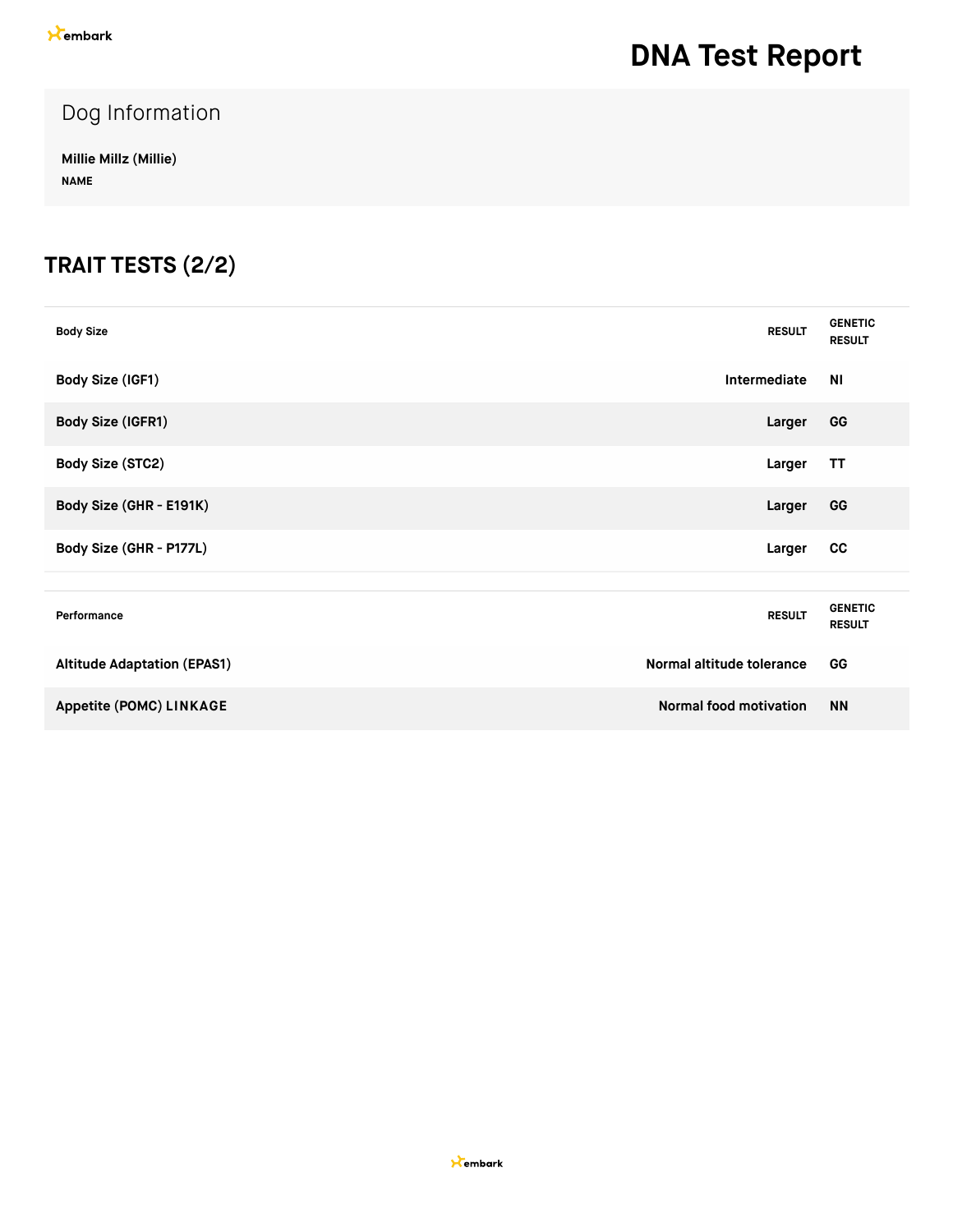# DNA Test Report

## Dog Information

**Millie Millz (Millie)**
NAME

## TRAIT TESTS (2/2)

| Body Size | RESULT | GENETIC RESULT |
| --- | --- | --- |
| Body Size (IGF1) | Intermediate | NI |
| Body Size (IGFR1) | Larger | GG |
| Body Size (STC2) | Larger | TT |
| Body Size (GHR - E191K) | Larger | GG |
| Body Size (GHR - P177L) | Larger | CC |

| Performance | RESULT | GENETIC RESULT |
| --- | --- | --- |
| Altitude Adaptation (EPAS1) | Normal altitude tolerance | GG |
| Appetite (POMC) LINKAGE | Normal food motivation | NN |